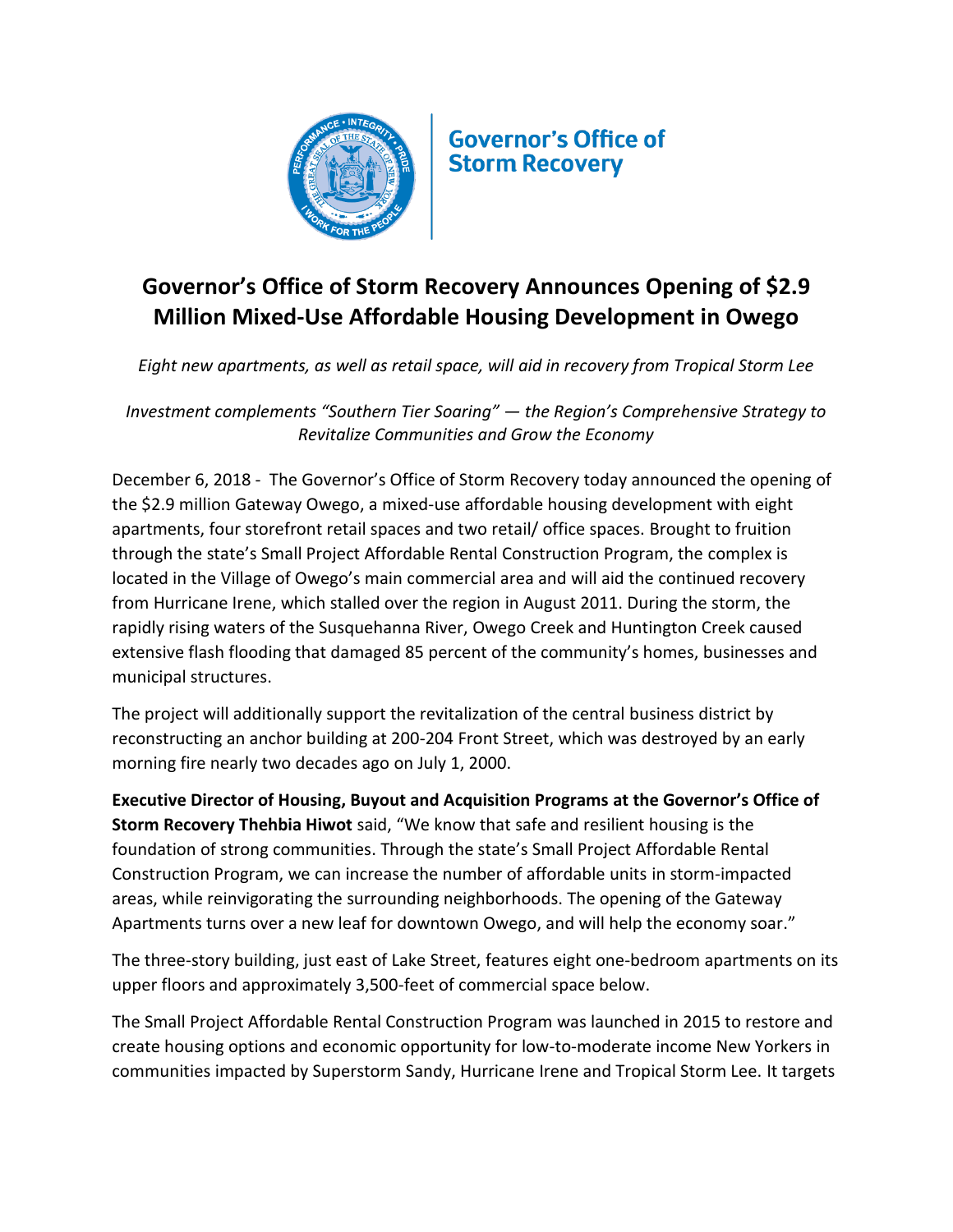Governor's Office of Storm Recovery

# Governor's Office of Storm Recovery Announces Opening of $2.9 Million Mixed-Use Affordable Housing Development in Owego

*Eight new apartments, as well as retail space, will aid in recovery from Tropical Storm Lee*

*Investment complements "Southern Tier Soaring" — the Region's Comprehensive Strategy to Revitalize Communities and Grow the Economy*

December 6, 2018 - The Governor's Office of Storm Recovery today announced the opening of the $2.9 million Gateway Owego, a mixed-use affordable housing development with eight apartments, four storefront retail spaces and two retail/ office spaces. Brought to fruition through the state's Small Project Affordable Rental Construction Program, the complex is located in the Village of Owego's main commercial area and will aid the continued recovery from Hurricane Irene, which stalled over the region in August 2011. During the storm, the rapidly rising waters of the Susquehanna River, Owego Creek and Huntington Creek caused extensive flash flooding that damaged 85 percent of the community's homes, businesses and municipal structures.

The project will additionally support the revitalization of the central business district by reconstructing an anchor building at 200-204 Front Street, which was destroyed by an early morning fire nearly two decades ago on July 1, 2000.

**Executive Director of Housing, Buyout and Acquisition Programs at the Governor's Office of Storm Recovery Thehbia Hiwot** said, "We know that safe and resilient housing is the foundation of strong communities. Through the state's Small Project Affordable Rental Construction Program, we can increase the number of affordable units in storm-impacted areas, while reinvigorating the surrounding neighborhoods. The opening of the Gateway Apartments turns over a new leaf for downtown Owego, and will help the economy soar."

The three-story building, just east of Lake Street, features eight one-bedroom apartments on its upper floors and approximately 3,500-feet of commercial space below.

The Small Project Affordable Rental Construction Program was launched in 2015 to restore and create housing options and economic opportunity for low-to-moderate income New Yorkers in communities impacted by Superstorm Sandy, Hurricane Irene and Tropical Storm Lee. It targets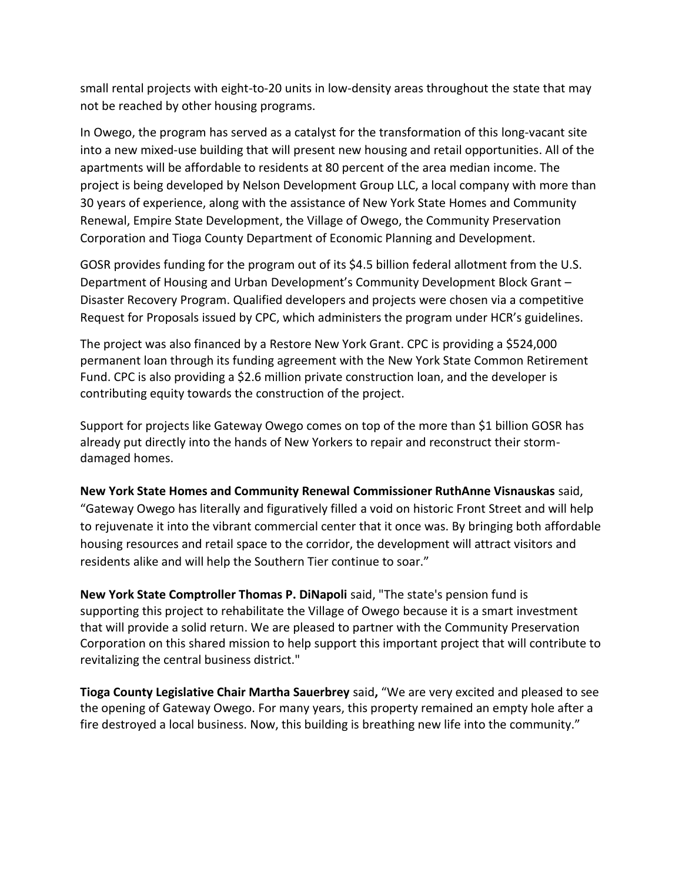small rental projects with eight-to-20 units in low-density areas throughout the state that may not be reached by other housing programs.

In Owego, the program has served as a catalyst for the transformation of this long-vacant site into a new mixed-use building that will present new housing and retail opportunities. All of the apartments will be affordable to residents at 80 percent of the area median income. The project is being developed by Nelson Development Group LLC, a local company with more than 30 years of experience, along with the assistance of New York State Homes and Community Renewal, Empire State Development, the Village of Owego, the Community Preservation Corporation and Tioga County Department of Economic Planning and Development.

GOSR provides funding for the program out of its $4.5 billion federal allotment from the U.S. Department of Housing and Urban Development's Community Development Block Grant – Disaster Recovery Program. Qualified developers and projects were chosen via a competitive Request for Proposals issued by CPC, which administers the program under HCR's guidelines.

The project was also financed by a Restore New York Grant. CPC is providing a $524,000 permanent loan through its funding agreement with the New York State Common Retirement Fund. CPC is also providing a $2.6 million private construction loan, and the developer is contributing equity towards the construction of the project.

Support for projects like Gateway Owego comes on top of the more than $1 billion GOSR has already put directly into the hands of New Yorkers to repair and reconstruct their storm-damaged homes.

**New York State Homes and Community Renewal Commissioner RuthAnne Visnauskas** said, "Gateway Owego has literally and figuratively filled a void on historic Front Street and will help to rejuvenate it into the vibrant commercial center that it once was. By bringing both affordable housing resources and retail space to the corridor, the development will attract visitors and residents alike and will help the Southern Tier continue to soar."

**New York State Comptroller Thomas P. DiNapoli** said, "The state's pension fund is supporting this project to rehabilitate the Village of Owego because it is a smart investment that will provide a solid return. We are pleased to partner with the Community Preservation Corporation on this shared mission to help support this important project that will contribute to revitalizing the central business district."

**Tioga County Legislative Chair Martha Sauerbrey** said**,** "We are very excited and pleased to see the opening of Gateway Owego. For many years, this property remained an empty hole after a fire destroyed a local business. Now, this building is breathing new life into the community."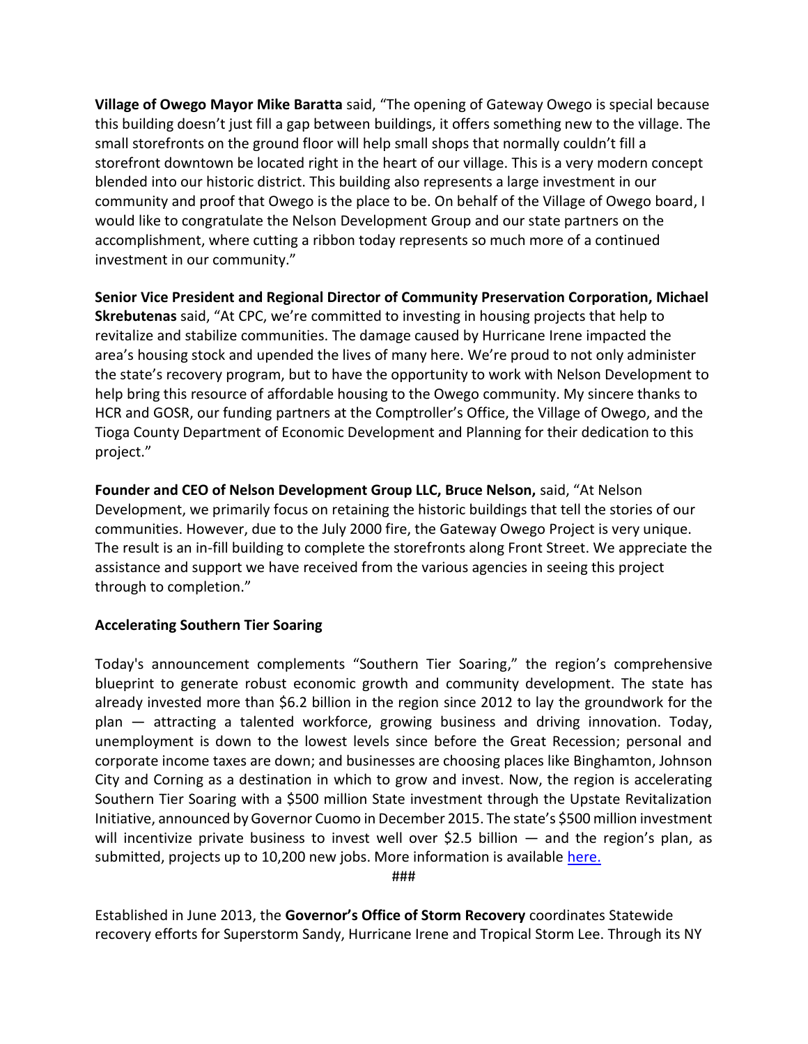**Village of Owego Mayor Mike Baratta** said, "The opening of Gateway Owego is special because this building doesn't just fill a gap between buildings, it offers something new to the village. The small storefronts on the ground floor will help small shops that normally couldn't fill a storefront downtown be located right in the heart of our village. This is a very modern concept blended into our historic district. This building also represents a large investment in our community and proof that Owego is the place to be. On behalf of the Village of Owego board, I would like to congratulate the Nelson Development Group and our state partners on the accomplishment, where cutting a ribbon today represents so much more of a continued investment in our community."

**Senior Vice President and Regional Director of Community Preservation Corporation, Michael Skrebutenas** said, "At CPC, we're committed to investing in housing projects that help to revitalize and stabilize communities. The damage caused by Hurricane Irene impacted the area's housing stock and upended the lives of many here. We're proud to not only administer the state's recovery program, but to have the opportunity to work with Nelson Development to help bring this resource of affordable housing to the Owego community. My sincere thanks to HCR and GOSR, our funding partners at the Comptroller's Office, the Village of Owego, and the Tioga County Department of Economic Development and Planning for their dedication to this project."

**Founder and CEO of Nelson Development Group LLC, Bruce Nelson,** said, "At Nelson Development, we primarily focus on retaining the historic buildings that tell the stories of our communities. However, due to the July 2000 fire, the Gateway Owego Project is very unique. The result is an in-fill building to complete the storefronts along Front Street. We appreciate the assistance and support we have received from the various agencies in seeing this project through to completion."

**Accelerating Southern Tier Soaring**

Today's announcement complements "Southern Tier Soaring," the region's comprehensive blueprint to generate robust economic growth and community development. The state has already invested more than $6.2 billion in the region since 2012 to lay the groundwork for the plan — attracting a talented workforce, growing business and driving innovation. Today, unemployment is down to the lowest levels since before the Great Recession; personal and corporate income taxes are down; and businesses are choosing places like Binghamton, Johnson City and Corning as a destination in which to grow and invest. Now, the region is accelerating Southern Tier Soaring with a $500 million State investment through the Upstate Revitalization Initiative, announced by Governor Cuomo in December 2015. The state's $500 million investment will incentivize private business to invest well over $2.5 billion — and the region's plan, as submitted, projects up to 10,200 new jobs. More information is available [here.]

###

Established in June 2013, the **Governor's Office of Storm Recovery** coordinates Statewide recovery efforts for Superstorm Sandy, Hurricane Irene and Tropical Storm Lee. Through its NY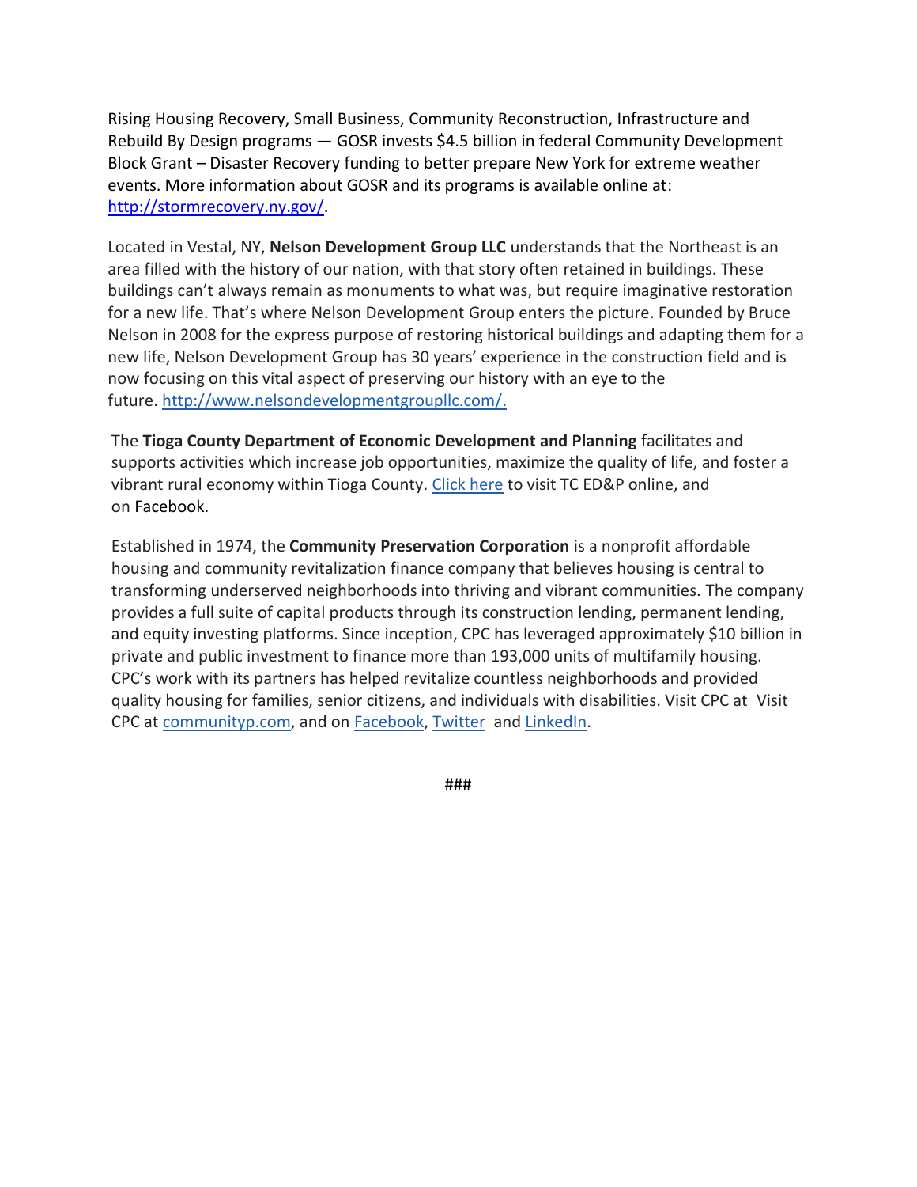Rising Housing Recovery, Small Business, Community Reconstruction, Infrastructure and Rebuild By Design programs — GOSR invests $4.5 billion in federal Community Development Block Grant – Disaster Recovery funding to better prepare New York for extreme weather events. More information about GOSR and its programs is available online at: http://stormrecovery.ny.gov/.

Located in Vestal, NY, **Nelson Development Group LLC** understands that the Northeast is an area filled with the history of our nation, with that story often retained in buildings. These buildings can't always remain as monuments to what was, but require imaginative restoration for a new life. That's where Nelson Development Group enters the picture. Founded by Bruce Nelson in 2008 for the express purpose of restoring historical buildings and adapting them for a new life, Nelson Development Group has 30 years' experience in the construction field and is now focusing on this vital aspect of preserving our history with an eye to the future. http://www.nelsondevelopmentgroupllc.com/.

The **Tioga County Department of Economic Development and Planning** facilitates and supports activities which increase job opportunities, maximize the quality of life, and foster a vibrant rural economy within Tioga County. Click here to visit TC ED&P online, and on Facebook.

Established in 1974, the **Community Preservation Corporation** is a nonprofit affordable housing and community revitalization finance company that believes housing is central to transforming underserved neighborhoods into thriving and vibrant communities. The company provides a full suite of capital products through its construction lending, permanent lending, and equity investing platforms. Since inception, CPC has leveraged approximately $10 billion in private and public investment to finance more than 193,000 units of multifamily housing. CPC's work with its partners has helped revitalize countless neighborhoods and provided quality housing for families, senior citizens, and individuals with disabilities. Visit CPC at Visit CPC at communityp.com, and on Facebook, Twitter and LinkedIn.

###